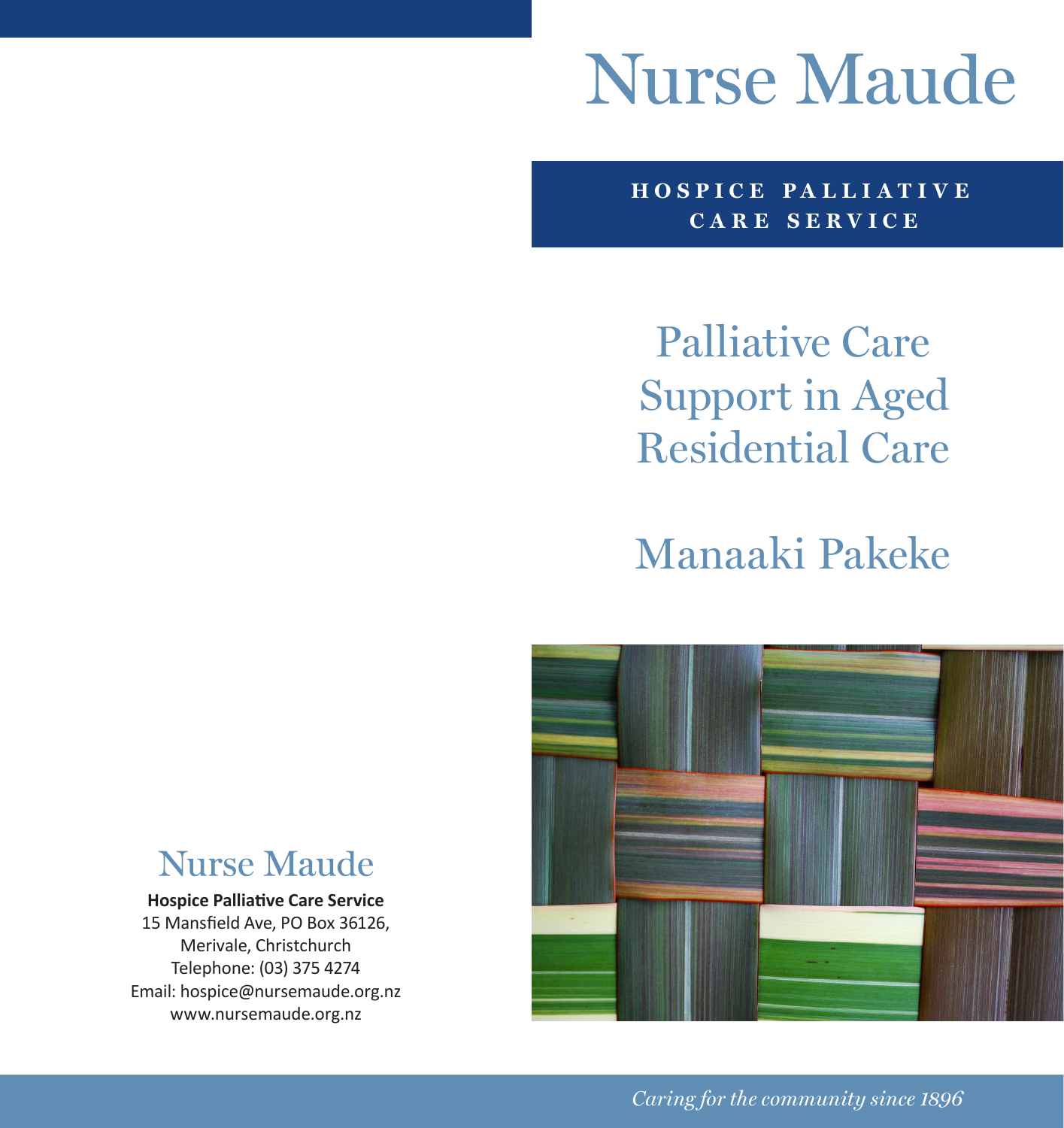# Nurse Maude

**HOSPICE PALLIATIVE CARE SERVICE**

## Palliative Care Support in Aged Residential Care

## Manaaki Pakeke

## Nurse Maude

**Hospice Palliative Care Service**
15 Mansfield Ave, PO Box 36126,
Merivale, Christchurch
Telephone: (03) 375 4274
Email: hospice@nursemaude.org.nz
www.nursemaude.org.nz

*Caring for the community since 1896*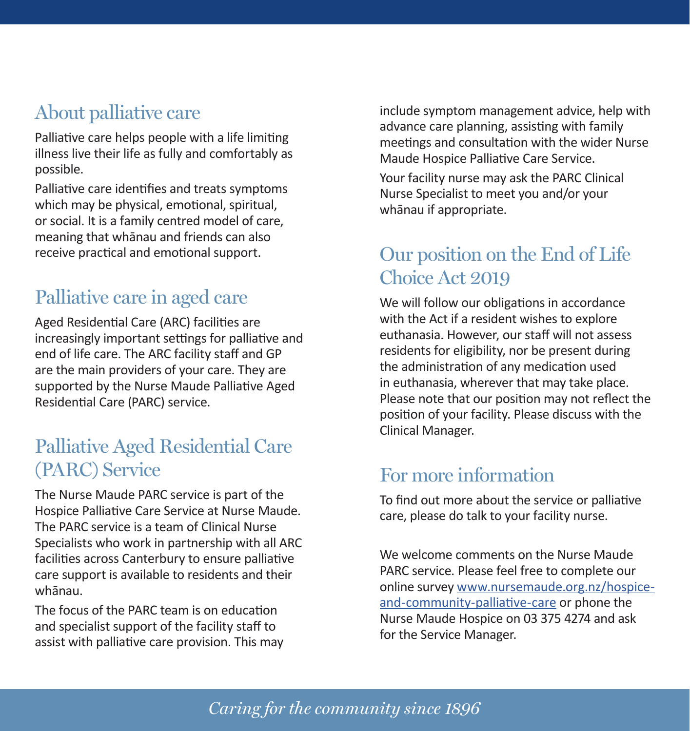## About palliative care

Palliative care helps people with a life limiting illness live their life as fully and comfortably as possible.

Palliative care identifies and treats symptoms which may be physical, emotional, spiritual, or social. It is a family centred model of care, meaning that whānau and friends can also receive practical and emotional support.

## Palliative care in aged care

Aged Residential Care (ARC) facilities are increasingly important settings for palliative and end of life care. The ARC facility staff and GP are the main providers of your care. They are supported by the Nurse Maude Palliative Aged Residential Care (PARC) service.

## Palliative Aged Residential Care (PARC) Service

The Nurse Maude PARC service is part of the Hospice Palliative Care Service at Nurse Maude. The PARC service is a team of Clinical Nurse Specialists who work in partnership with all ARC facilities across Canterbury to ensure palliative care support is available to residents and their whānau.

The focus of the PARC team is on education and specialist support of the facility staff to assist with palliative care provision. This may include symptom management advice, help with advance care planning, assisting with family meetings and consultation with the wider Nurse Maude Hospice Palliative Care Service.

Your facility nurse may ask the PARC Clinical Nurse Specialist to meet you and/or your whānau if appropriate.

## Our position on the End of Life Choice Act 2019

We will follow our obligations in accordance with the Act if a resident wishes to explore euthanasia. However, our staff will not assess residents for eligibility, nor be present during the administration of any medication used in euthanasia, wherever that may take place. Please note that our position may not reflect the position of your facility. Please discuss with the Clinical Manager.

## For more information

To find out more about the service or palliative care, please do talk to your facility nurse.

We welcome comments on the Nurse Maude PARC service. Please feel free to complete our online survey www.nursemaude.org.nz/hospice-and-community-palliative-care or phone the Nurse Maude Hospice on 03 375 4274 and ask for the Service Manager.

*Caring for the community since 1896*